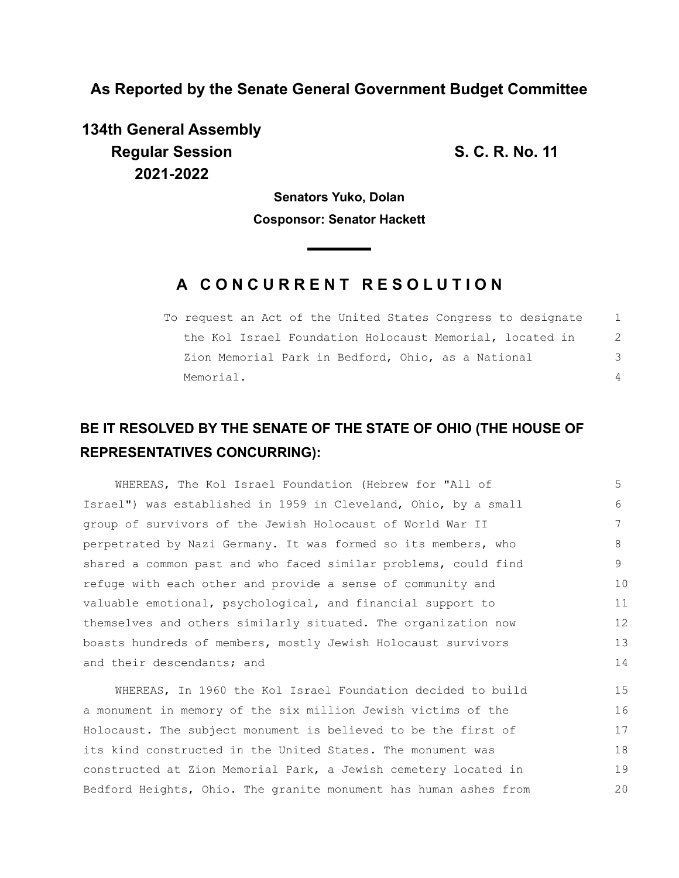**As Reported by the Senate General Government Budget Committee**

**134th General Assembly**
**Regular Session**
**2021-2022**

**S. C. R. No. 11**

**Senators Yuko, Dolan**

**Cosponsor: Senator Hackett**

# A CONCURRENT RESOLUTION

To request an Act of the United States Congress to designate the Kol Israel Foundation Holocaust Memorial, located in Zion Memorial Park in Bedford, Ohio, as a National Memorial.

## BE IT RESOLVED BY THE SENATE OF THE STATE OF OHIO (THE HOUSE OF REPRESENTATIVES CONCURRING):

WHEREAS, The Kol Israel Foundation (Hebrew for "All of Israel") was established in 1959 in Cleveland, Ohio, by a small group of survivors of the Jewish Holocaust of World War II perpetrated by Nazi Germany. It was formed so its members, who shared a common past and who faced similar problems, could find refuge with each other and provide a sense of community and valuable emotional, psychological, and financial support to themselves and others similarly situated. The organization now boasts hundreds of members, mostly Jewish Holocaust survivors and their descendants; and

WHEREAS, In 1960 the Kol Israel Foundation decided to build a monument in memory of the six million Jewish victims of the Holocaust. The subject monument is believed to be the first of its kind constructed in the United States. The monument was constructed at Zion Memorial Park, a Jewish cemetery located in Bedford Heights, Ohio. The granite monument has human ashes from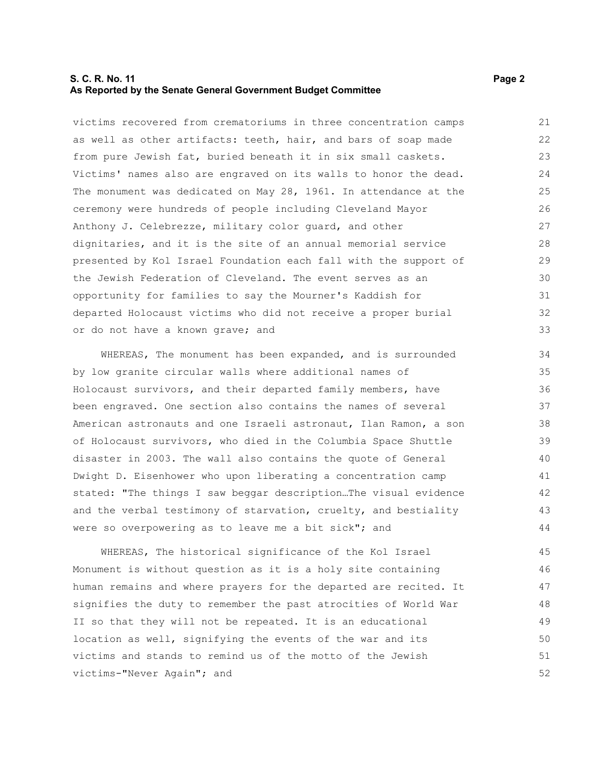victims recovered from crematoriums in three concentration camps as well as other artifacts: teeth, hair, and bars of soap made from pure Jewish fat, buried beneath it in six small caskets. Victims' names also are engraved on its walls to honor the dead. The monument was dedicated on May 28, 1961. In attendance at the ceremony were hundreds of people including Cleveland Mayor Anthony J. Celebrezze, military color guard, and other dignitaries, and it is the site of an annual memorial service presented by Kol Israel Foundation each fall with the support of the Jewish Federation of Cleveland. The event serves as an opportunity for families to say the Mourner's Kaddish for departed Holocaust victims who did not receive a proper burial or do not have a known grave; and

WHEREAS, The monument has been expanded, and is surrounded by low granite circular walls where additional names of Holocaust survivors, and their departed family members, have been engraved. One section also contains the names of several American astronauts and one Israeli astronaut, Ilan Ramon, a son of Holocaust survivors, who died in the Columbia Space Shuttle disaster in 2003. The wall also contains the quote of General Dwight D. Eisenhower who upon liberating a concentration camp stated: "The things I saw beggar description…The visual evidence and the verbal testimony of starvation, cruelty, and bestiality were so overpowering as to leave me a bit sick"; and

WHEREAS, The historical significance of the Kol Israel Monument is without question as it is a holy site containing human remains and where prayers for the departed are recited. It signifies the duty to remember the past atrocities of World War II so that they will not be repeated. It is an educational location as well, signifying the events of the war and its victims and stands to remind us of the motto of the Jewish victims-"Never Again"; and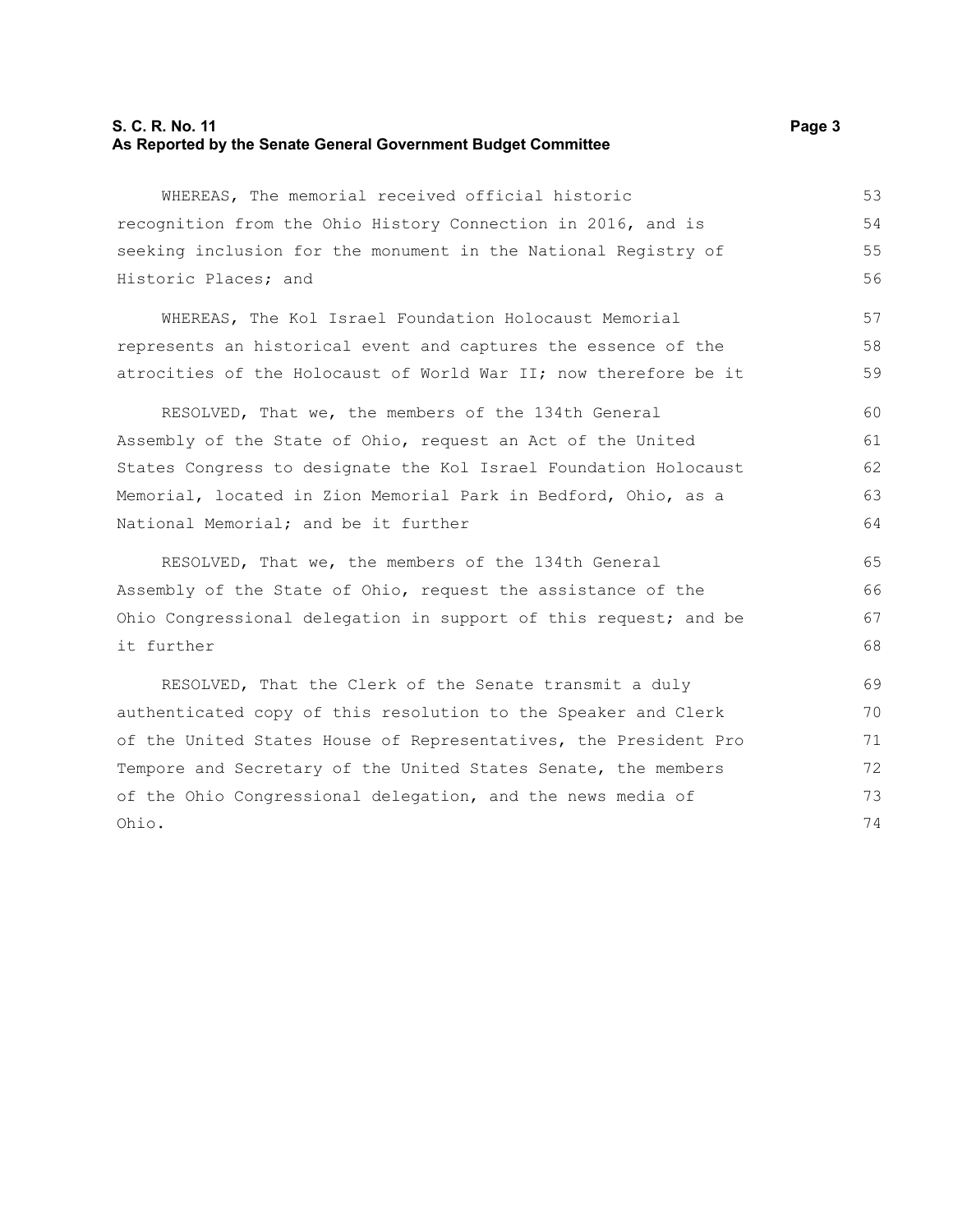WHEREAS, The memorial received official historic recognition from the Ohio History Connection in 2016, and is seeking inclusion for the monument in the National Registry of Historic Places; and

WHEREAS, The Kol Israel Foundation Holocaust Memorial represents an historical event and captures the essence of the atrocities of the Holocaust of World War II; now therefore be it

RESOLVED, That we, the members of the 134th General Assembly of the State of Ohio, request an Act of the United States Congress to designate the Kol Israel Foundation Holocaust Memorial, located in Zion Memorial Park in Bedford, Ohio, as a National Memorial; and be it further

RESOLVED, That we, the members of the 134th General Assembly of the State of Ohio, request the assistance of the Ohio Congressional delegation in support of this request; and be it further

RESOLVED, That the Clerk of the Senate transmit a duly authenticated copy of this resolution to the Speaker and Clerk of the United States House of Representatives, the President Pro Tempore and Secretary of the United States Senate, the members of the Ohio Congressional delegation, and the news media of Ohio.